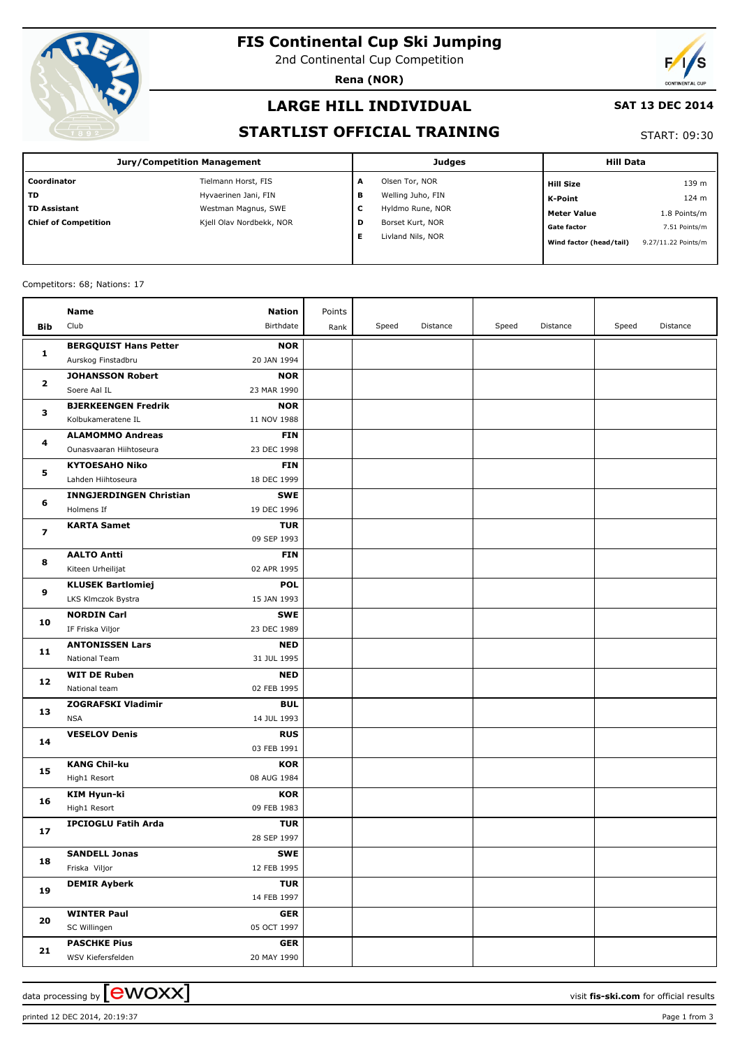# FIS Continental Cup Ski Jumping

2nd Continental Cup Competition

**Rena (NOR)**

## LARGE HILL INDIVIDUAL

**SAT 13 DEC 2014**

## STARTLIST OFFICIAL TRAINING

START: 09:30

| Jury/Competition Management | | Judges | | Hill Data | |
|---|---|---|---|---|---|
| **Coordinator** | Tielmann Horst, FIS | **A** | Olsen Tor, NOR | **Hill Size** | 139 m |
| **TD** | Hyvaerinen Jani, FIN | **B** | Welling Juho, FIN | **K-Point** | 124 m |
| **TD Assistant** | Westman Magnus, SWE | **C** | Hyldmo Rune, NOR | **Meter Value** | 1.8 Points/m |
| **Chief of Competition** | Kjell Olav Nordbekk, NOR | **D** | Borset Kurt, NOR | **Gate factor** | 7.51 Points/m |
| | | **E** | Livland Nils, NOR | **Wind factor (head/tail)** | 9.27/11.22 Points/m |

Competitors: 68; Nations: 17

| Bib | Name / Club | Nation / Birthdate | Points / Rank | Speed | Distance | Speed | Distance | Speed | Distance |
|---|---|---|---|---|---|---|---|---|---|
| 1 | **BERGQUIST Hans Petter**<br>Aurskog Finstadbru | **NOR**<br>20 JAN 1994 | | | | | | | |
| 2 | **JOHANSSON Robert**<br>Soere Aal IL | **NOR**<br>23 MAR 1990 | | | | | | | |
| 3 | **BJERKEENGEN Fredrik**<br>Kolbukameratene IL | **NOR**<br>11 NOV 1988 | | | | | | | |
| 4 | **ALAMOMMO Andreas**<br>Ounasvaaran Hiihtoseura | **FIN**<br>23 DEC 1998 | | | | | | | |
| 5 | **KYTOESAHO Niko**<br>Lahden Hiihtoseura | **FIN**<br>18 DEC 1999 | | | | | | | |
| 6 | **INNGJERDINGEN Christian**<br>Holmens If | **SWE**<br>19 DEC 1996 | | | | | | | |
| 7 | **KARTA Samet** | **TUR**<br>09 SEP 1993 | | | | | | | |
| 8 | **AALTO Antti**<br>Kiteen Urheilijat | **FIN**<br>02 APR 1995 | | | | | | | |
| 9 | **KLUSEK Bartlomiej**<br>LKS Klmczok Bystra | **POL**<br>15 JAN 1993 | | | | | | | |
| 10 | **NORDIN Carl**<br>IF Friska Viljor | **SWE**<br>23 DEC 1989 | | | | | | | |
| 11 | **ANTONISSEN Lars**<br>National Team | **NED**<br>31 JUL 1995 | | | | | | | |
| 12 | **WIT DE Ruben**<br>National team | **NED**<br>02 FEB 1995 | | | | | | | |
| 13 | **ZOGRAFSKI Vladimir**<br>NSA | **BUL**<br>14 JUL 1993 | | | | | | | |
| 14 | **VESELOV Denis** | **RUS**<br>03 FEB 1991 | | | | | | | |
| 15 | **KANG Chil-ku**<br>High1 Resort | **KOR**<br>08 AUG 1984 | | | | | | | |
| 16 | **KIM Hyun-ki**<br>High1 Resort | **KOR**<br>09 FEB 1983 | | | | | | | |
| 17 | **IPCIOGLU Fatih Arda** | **TUR**<br>28 SEP 1997 | | | | | | | |
| 18 | **SANDELL Jonas**<br>Friska Viljor | **SWE**<br>12 FEB 1995 | | | | | | | |
| 19 | **DEMIR Ayberk** | **TUR**<br>14 FEB 1997 | | | | | | | |
| 20 | **WINTER Paul**<br>SC Willingen | **GER**<br>05 OCT 1997 | | | | | | | |
| 21 | **PASCHKE Pius**<br>WSV Kiefersfelden | **GER**<br>20 MAY 1990 | | | | | | | |

data processing by ewoxx — visit fis-ski.com for official results

printed 12 DEC 2014, 20:19:37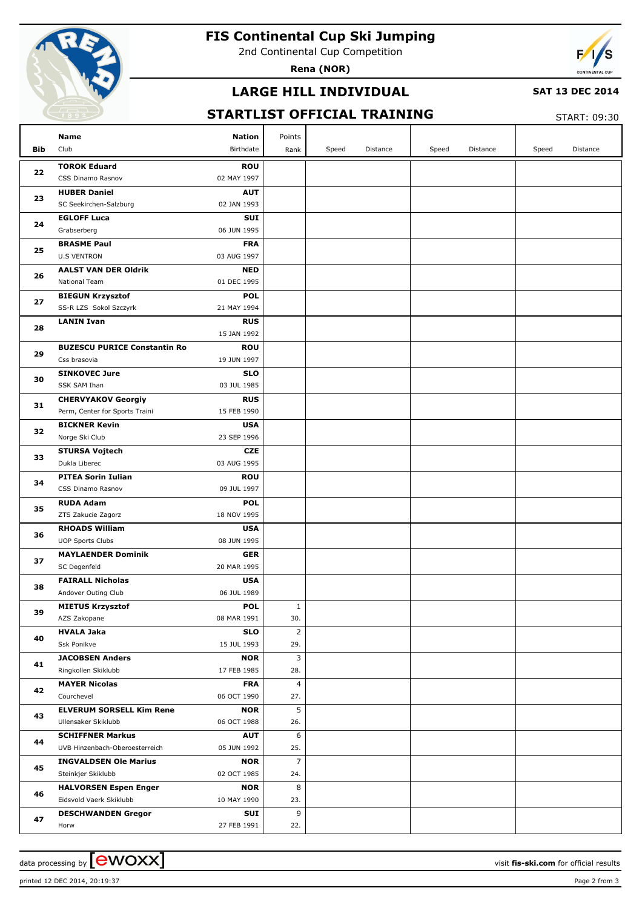# FIS Continental Cup Ski Jumping

2nd Continental Cup Competition

**Rena (NOR)**

## LARGE HILL INDIVIDUAL

**SAT 13 DEC 2014**

## STARTLIST OFFICIAL TRAINING

START: 09:30

| Bib | Name / Club | Nation / Birthdate | Points / Rank | Speed | Distance | Speed | Distance | Speed | Distance |
|---|---|---|---|---|---|---|---|---|---|
| 22 | **TOROK Eduard**<br>CSS Dinamo Rasnov | **ROU**<br>02 MAY 1997 | | | | | | | |
| 23 | **HUBER Daniel**<br>SC Seekirchen-Salzburg | **AUT**<br>02 JAN 1993 | | | | | | | |
| 24 | **EGLOFF Luca**<br>Grabserberg | **SUI**<br>06 JUN 1995 | | | | | | | |
| 25 | **BRASME Paul**<br>U.S VENTRON | **FRA**<br>03 AUG 1997 | | | | | | | |
| 26 | **AALST VAN DER Oldrik**<br>National Team | **NED**<br>01 DEC 1995 | | | | | | | |
| 27 | **BIEGUN Krzysztof**<br>SS-R LZS Sokol Szczyrk | **POL**<br>21 MAY 1994 | | | | | | | |
| 28 | **LANIN Ivan** | **RUS**<br>15 JAN 1992 | | | | | | | |
| 29 | **BUZESCU PURICE Constantin Ro**<br>Css brasovia | **ROU**<br>19 JUN 1997 | | | | | | | |
| 30 | **SINKOVEC Jure**<br>SSK SAM Ihan | **SLO**<br>03 JUL 1985 | | | | | | | |
| 31 | **CHERVYAKOV Georgiy**<br>Perm, Center for Sports Traini | **RUS**<br>15 FEB 1990 | | | | | | | |
| 32 | **BICKNER Kevin**<br>Norge Ski Club | **USA**<br>23 SEP 1996 | | | | | | | |
| 33 | **STURSA Vojtech**<br>Dukla Liberec | **CZE**<br>03 AUG 1995 | | | | | | | |
| 34 | **PITEA Sorin Iulian**<br>CSS Dinamo Rasnov | **ROU**<br>09 JUL 1997 | | | | | | | |
| 35 | **RUDA Adam**<br>ZTS Zakucie Zagorz | **POL**<br>18 NOV 1995 | | | | | | | |
| 36 | **RHOADS William**<br>UOP Sports Clubs | **USA**<br>08 JUN 1995 | | | | | | | |
| 37 | **MAYLAENDER Dominik**<br>SC Degenfeld | **GER**<br>20 MAR 1995 | | | | | | | |
| 38 | **FAIRALL Nicholas**<br>Andover Outing Club | **USA**<br>06 JUL 1989 | | | | | | | |
| 39 | **MIETUS Krzysztof**<br>AZS Zakopane | **POL**<br>08 MAR 1991 | 1<br>30. | | | | | | |
| 40 | **HVALA Jaka**<br>Ssk Ponikve | **SLO**<br>15 JUL 1993 | 2<br>29. | | | | | | |
| 41 | **JACOBSEN Anders**<br>Ringkollen Skiklubb | **NOR**<br>17 FEB 1985 | 3<br>28. | | | | | | |
| 42 | **MAYER Nicolas**<br>Courchevel | **FRA**<br>06 OCT 1990 | 4<br>27. | | | | | | |
| 43 | **ELVERUM SORSELL Kim Rene**<br>Ullensaker Skiklubb | **NOR**<br>06 OCT 1988 | 5<br>26. | | | | | | |
| 44 | **SCHIFFNER Markus**<br>UVB Hinzenbach-Oberoesterreich | **AUT**<br>05 JUN 1992 | 6<br>25. | | | | | | |
| 45 | **INGVALDSEN Ole Marius**<br>Steinkjer Skiklubb | **NOR**<br>02 OCT 1985 | 7<br>24. | | | | | | |
| 46 | **HALVORSEN Espen Enger**<br>Eidsvold Vaerk Skiklubb | **NOR**<br>10 MAY 1990 | 8<br>23. | | | | | | |
| 47 | **DESCHWANDEN Gregor**<br>Horw | **SUI**<br>27 FEB 1991 | 9<br>22. | | | | | | |

data processing by ewoxx — visit **fis-ski.com** for official results

printed 12 DEC 2014, 20:19:37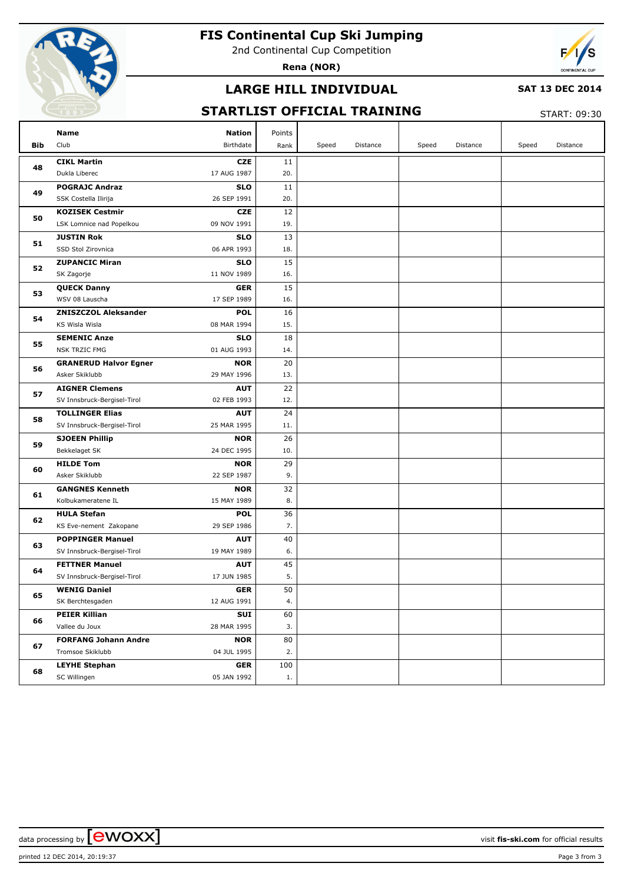# FIS Continental Cup Ski Jumping

2nd Continental Cup Competition

**Rena (NOR)**

## LARGE HILL INDIVIDUAL

**SAT 13 DEC 2014**

## STARTLIST OFFICIAL TRAINING

START: 09:30

| Bib | Name / Club | Nation / Birthdate | Points / Rank | Speed | Distance | Speed | Distance | Speed | Distance |
|---|---|---|---|---|---|---|---|---|---|
| 48 | **CIKL Martin** Dukla Liberec | **CZE** 17 AUG 1987 | 11 20. | | | | | | |
| 49 | **POGRAJC Andraz** SSK Costella Ilirija | **SLO** 26 SEP 1991 | 11 20. | | | | | | |
| 50 | **KOZISEK Cestmir** LSK Lomnice nad Popelkou | **CZE** 09 NOV 1991 | 12 19. | | | | | | |
| 51 | **JUSTIN Rok** SSD Stol Zirovnica | **SLO** 06 APR 1993 | 13 18. | | | | | | |
| 52 | **ZUPANCIC Miran** SK Zagorje | **SLO** 11 NOV 1989 | 15 16. | | | | | | |
| 53 | **QUECK Danny** WSV 08 Lauscha | **GER** 17 SEP 1989 | 15 16. | | | | | | |
| 54 | **ZNISZCZOL Aleksander** KS Wisla Wisla | **POL** 08 MAR 1994 | 16 15. | | | | | | |
| 55 | **SEMENIC Anze** NSK TRZIC FMG | **SLO** 01 AUG 1993 | 18 14. | | | | | | |
| 56 | **GRANERUD Halvor Egner** Asker Skiklubb | **NOR** 29 MAY 1996 | 20 13. | | | | | | |
| 57 | **AIGNER Clemens** SV Innsbruck-Bergisel-Tirol | **AUT** 02 FEB 1993 | 22 12. | | | | | | |
| 58 | **TOLLINGER Elias** SV Innsbruck-Bergisel-Tirol | **AUT** 25 MAR 1995 | 24 11. | | | | | | |
| 59 | **SJOEEN Phillip** Bekkelaget SK | **NOR** 24 DEC 1995 | 26 10. | | | | | | |
| 60 | **HILDE Tom** Asker Skiklubb | **NOR** 22 SEP 1987 | 29 9. | | | | | | |
| 61 | **GANGNES Kenneth** Kolbukameratene IL | **NOR** 15 MAY 1989 | 32 8. | | | | | | |
| 62 | **HULA Stefan** KS Eve-nement Zakopane | **POL** 29 SEP 1986 | 36 7. | | | | | | |
| 63 | **POPPINGER Manuel** SV Innsbruck-Bergisel-Tirol | **AUT** 19 MAY 1989 | 40 6. | | | | | | |
| 64 | **FETTNER Manuel** SV Innsbruck-Bergisel-Tirol | **AUT** 17 JUN 1985 | 45 5. | | | | | | |
| 65 | **WENIG Daniel** SK Berchtesgaden | **GER** 12 AUG 1991 | 50 4. | | | | | | |
| 66 | **PEIER Killian** Vallee du Joux | **SUI** 28 MAR 1995 | 60 3. | | | | | | |
| 67 | **FORFANG Johann Andre** Tromsoe Skiklubb | **NOR** 04 JUL 1995 | 80 2. | | | | | | |
| 68 | **LEYHE Stephan** SC Willingen | **GER** 05 JAN 1992 | 100 1. | | | | | | |

data processing by ewoxx — visit **fis-ski.com** for official results

printed 12 DEC 2014, 20:19:37